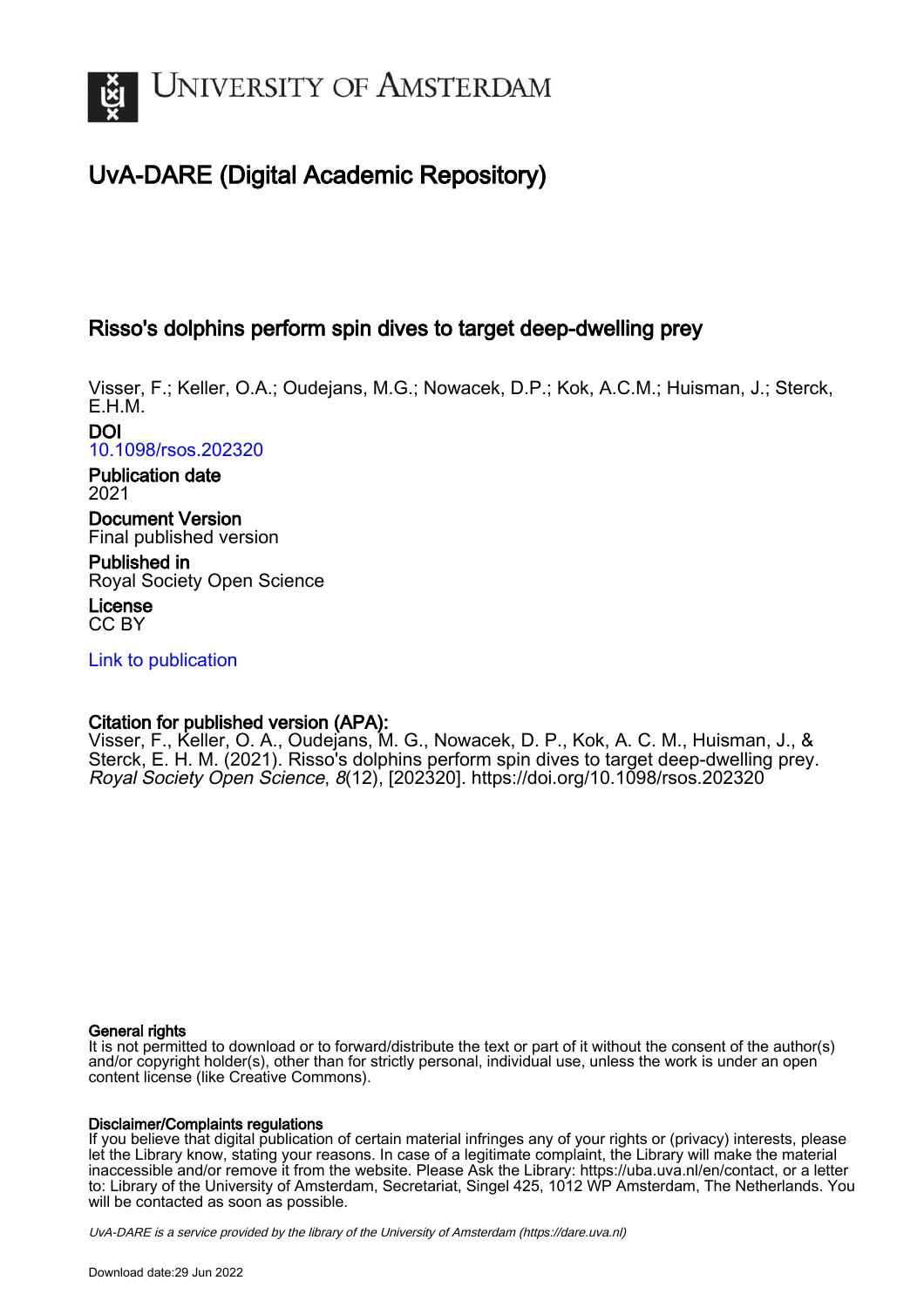# UvA-DARE (Digital Academic Repository)

## Risso's dolphins perform spin dives to target deep-dwelling prey

Visser, F.; Keller, O.A.; Oudejans, M.G.; Nowacek, D.P.; Kok, A.C.M.; Huisman, J.; Sterck, E.H.M.

**DOI**
10.1098/rsos.202320

**Publication date**
2021

**Document Version**
Final published version

**Published in**
Royal Society Open Science

**License**
CC BY

Link to publication

**Citation for published version (APA):**
Visser, F., Keller, O. A., Oudejans, M. G., Nowacek, D. P., Kok, A. C. M., Huisman, J., & Sterck, E. H. M. (2021). Risso's dolphins perform spin dives to target deep-dwelling prey. *Royal Society Open Science*, *8*(12), [202320]. https://doi.org/10.1098/rsos.202320

**General rights**
It is not permitted to download or to forward/distribute the text or part of it without the consent of the author(s) and/or copyright holder(s), other than for strictly personal, individual use, unless the work is under an open content license (like Creative Commons).

**Disclaimer/Complaints regulations**
If you believe that digital publication of certain material infringes any of your rights or (privacy) interests, please let the Library know, stating your reasons. In case of a legitimate complaint, the Library will make the material inaccessible and/or remove it from the website. Please Ask the Library: https://uba.uva.nl/en/contact, or a letter to: Library of the University of Amsterdam, Secretariat, Singel 425, 1012 WP Amsterdam, The Netherlands. You will be contacted as soon as possible.

UvA-DARE is a service provided by the library of the University of Amsterdam (https://dare.uva.nl)

Download date:29 Jun 2022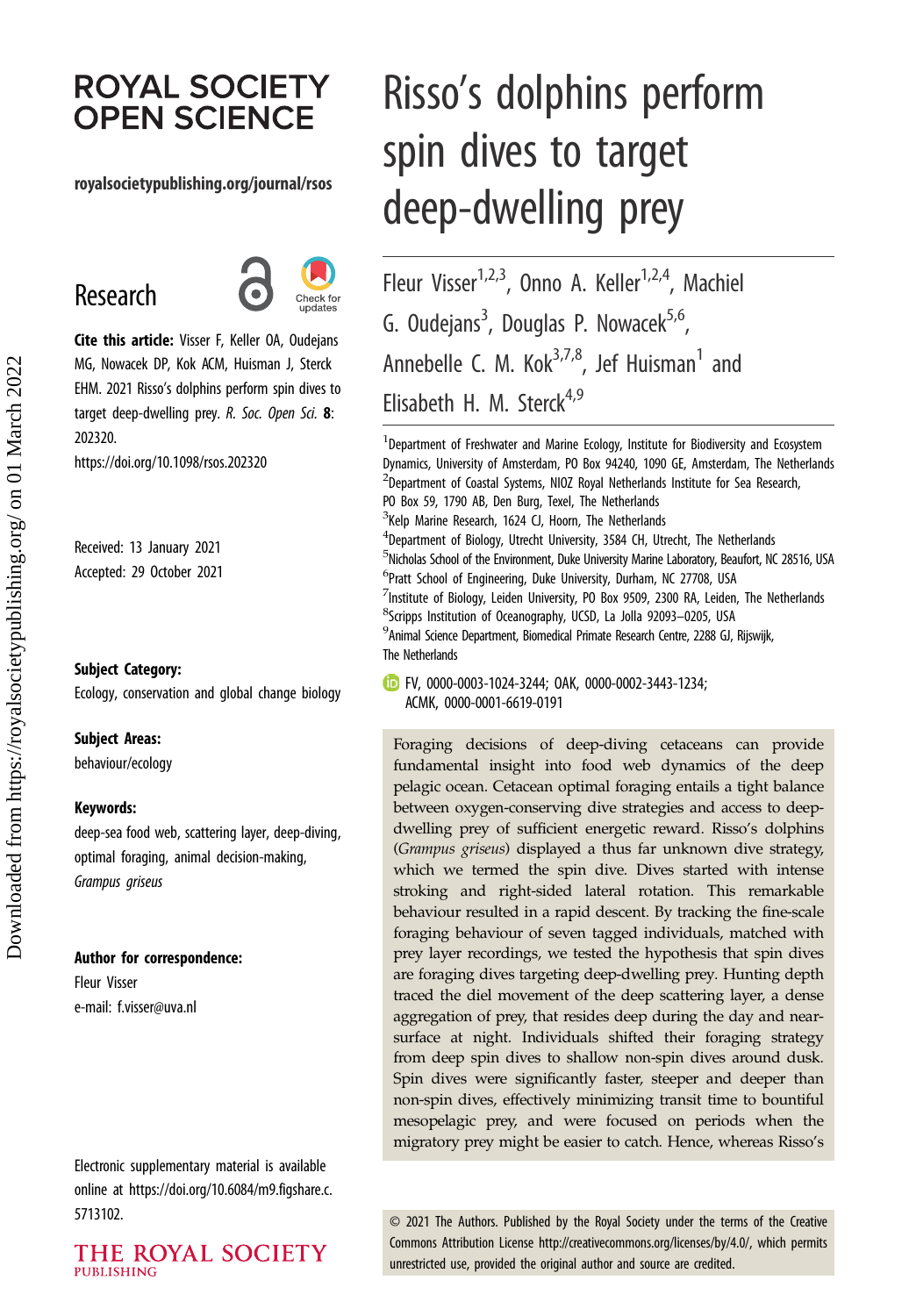# ROYAL SOCIETY OPEN SCIENCE

royalsocietypublishing.org/journal/rsos

## Research

**Cite this article:** Visser F, Keller OA, Oudejans MG, Nowacek DP, Kok ACM, Huisman J, Sterck EHM. 2021 Risso's dolphins perform spin dives to target deep-dwelling prey. *R. Soc. Open Sci.* **8**: 202320.
https://doi.org/10.1098/rsos.202320

Received: 13 January 2021
Accepted: 29 October 2021

**Subject Category:**
Ecology, conservation and global change biology

**Subject Areas:**
behaviour/ecology

**Keywords:**
deep-sea food web, scattering layer, deep-diving, optimal foraging, animal decision-making, *Grampus griseus*

**Author for correspondence:**
Fleur Visser
e-mail: f.visser@uva.nl

Electronic supplementary material is available online at https://doi.org/10.6084/m9.figshare.c.5713102.

# Risso's dolphins perform spin dives to target deep-dwelling prey

Fleur Visser[1,2,3], Onno A. Keller[1,2,4], Machiel G. Oudejans[3], Douglas P. Nowacek[5,6], Annebelle C. M. Kok[3,7,8], Jef Huisman[1] and Elisabeth H. M. Sterck[4,9]

[1]Department of Freshwater and Marine Ecology, Institute for Biodiversity and Ecosystem Dynamics, University of Amsterdam, PO Box 94240, 1090 GE, Amsterdam, The Netherlands
[2]Department of Coastal Systems, NIOZ Royal Netherlands Institute for Sea Research, PO Box 59, 1790 AB, Den Burg, Texel, The Netherlands
[3]Kelp Marine Research, 1624 CJ, Hoorn, The Netherlands
[4]Department of Biology, Utrecht University, 3584 CH, Utrecht, The Netherlands
[5]Nicholas School of the Environment, Duke University Marine Laboratory, Beaufort, NC 28516, USA
[6]Pratt School of Engineering, Duke University, Durham, NC 27708, USA
[7]Institute of Biology, Leiden University, PO Box 9509, 2300 RA, Leiden, The Netherlands
[8]Scripps Institution of Oceanography, UCSD, La Jolla 92093–0205, USA
[9]Animal Science Department, Biomedical Primate Research Centre, 2288 GJ, Rijswijk, The Netherlands

FV, 0000-0003-1024-3244; OAK, 0000-0002-3443-1234; ACMK, 0000-0001-6619-0191

Foraging decisions of deep-diving cetaceans can provide fundamental insight into food web dynamics of the deep pelagic ocean. Cetacean optimal foraging entails a tight balance between oxygen-conserving dive strategies and access to deep-dwelling prey of sufficient energetic reward. Risso's dolphins (*Grampus griseus*) displayed a thus far unknown dive strategy, which we termed the spin dive. Dives started with intense stroking and right-sided lateral rotation. This remarkable behaviour resulted in a rapid descent. By tracking the fine-scale foraging behaviour of seven tagged individuals, matched with prey layer recordings, we tested the hypothesis that spin dives are foraging dives targeting deep-dwelling prey. Hunting depth traced the diel movement of the deep scattering layer, a dense aggregation of prey, that resides deep during the day and near-surface at night. Individuals shifted their foraging strategy from deep spin dives to shallow non-spin dives around dusk. Spin dives were significantly faster, steeper and deeper than non-spin dives, effectively minimizing transit time to bountiful mesopelagic prey, and were focused on periods when the migratory prey might be easier to catch. Hence, whereas Risso's

© 2021 The Authors. Published by the Royal Society under the terms of the Creative Commons Attribution License http://creativecommons.org/licenses/by/4.0/, which permits unrestricted use, provided the original author and source are credited.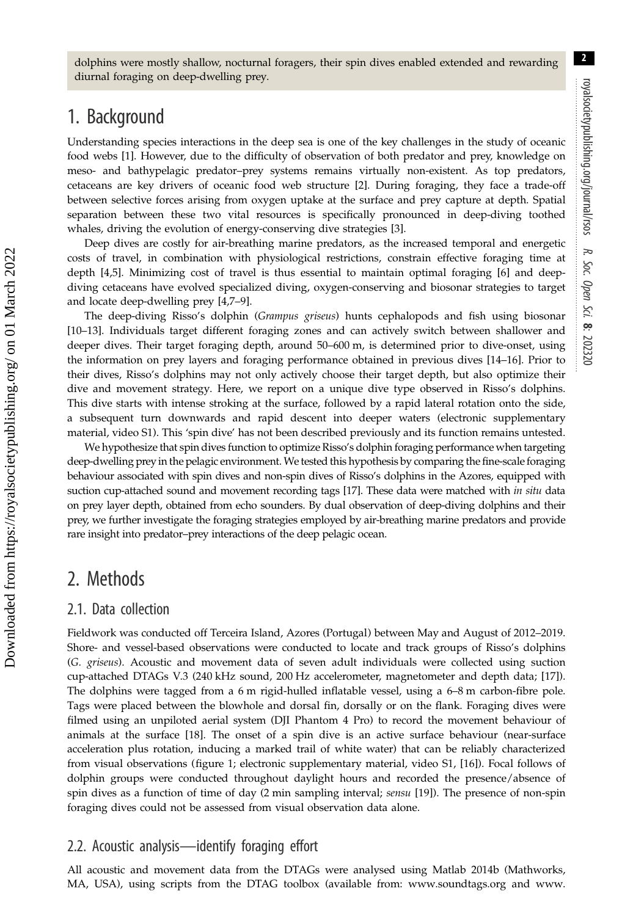dolphins were mostly shallow, nocturnal foragers, their spin dives enabled extended and rewarding diurnal foraging on deep-dwelling prey.

# 1. Background

Understanding species interactions in the deep sea is one of the key challenges in the study of oceanic food webs [1]. However, due to the difficulty of observation of both predator and prey, knowledge on meso- and bathypelagic predator–prey systems remains virtually non-existent. As top predators, cetaceans are key drivers of oceanic food web structure [2]. During foraging, they face a trade-off between selective forces arising from oxygen uptake at the surface and prey capture at depth. Spatial separation between these two vital resources is specifically pronounced in deep-diving toothed whales, driving the evolution of energy-conserving dive strategies [3].

Deep dives are costly for air-breathing marine predators, as the increased temporal and energetic costs of travel, in combination with physiological restrictions, constrain effective foraging time at depth [4,5]. Minimizing cost of travel is thus essential to maintain optimal foraging [6] and deep-diving cetaceans have evolved specialized diving, oxygen-conserving and biosonar strategies to target and locate deep-dwelling prey [4,7–9].

The deep-diving Risso's dolphin (*Grampus griseus*) hunts cephalopods and fish using biosonar [10–13]. Individuals target different foraging zones and can actively switch between shallower and deeper dives. Their target foraging depth, around 50–600 m, is determined prior to dive-onset, using the information on prey layers and foraging performance obtained in previous dives [14–16]. Prior to their dives, Risso's dolphins may not only actively choose their target depth, but also optimize their dive and movement strategy. Here, we report on a unique dive type observed in Risso's dolphins. This dive starts with intense stroking at the surface, followed by a rapid lateral rotation onto the side, a subsequent turn downwards and rapid descent into deeper waters (electronic supplementary material, video S1). This 'spin dive' has not been described previously and its function remains untested.

We hypothesize that spin dives function to optimize Risso's dolphin foraging performance when targeting deep-dwelling prey in the pelagic environment. We tested this hypothesis by comparing the fine-scale foraging behaviour associated with spin dives and non-spin dives of Risso's dolphins in the Azores, equipped with suction cup-attached sound and movement recording tags [17]. These data were matched with *in situ* data on prey layer depth, obtained from echo sounders. By dual observation of deep-diving dolphins and their prey, we further investigate the foraging strategies employed by air-breathing marine predators and provide rare insight into predator–prey interactions of the deep pelagic ocean.

# 2. Methods

## 2.1. Data collection

Fieldwork was conducted off Terceira Island, Azores (Portugal) between May and August of 2012–2019. Shore- and vessel-based observations were conducted to locate and track groups of Risso's dolphins (*G. griseus*). Acoustic and movement data of seven adult individuals were collected using suction cup-attached DTAGs V.3 (240 kHz sound, 200 Hz accelerometer, magnetometer and depth data; [17]). The dolphins were tagged from a 6 m rigid-hulled inflatable vessel, using a 6–8 m carbon-fibre pole. Tags were placed between the blowhole and dorsal fin, dorsally or on the flank. Foraging dives were filmed using an unpiloted aerial system (DJI Phantom 4 Pro) to record the movement behaviour of animals at the surface [18]. The onset of a spin dive is an active surface behaviour (near-surface acceleration plus rotation, inducing a marked trail of white water) that can be reliably characterized from visual observations (figure 1; electronic supplementary material, video S1, [16]). Focal follows of dolphin groups were conducted throughout daylight hours and recorded the presence/absence of spin dives as a function of time of day (2 min sampling interval; *sensu* [19]). The presence of non-spin foraging dives could not be assessed from visual observation data alone.

## 2.2. Acoustic analysis—identify foraging effort

All acoustic and movement data from the DTAGs were analysed using Matlab 2014b (Mathworks, MA, USA), using scripts from the DTAG toolbox (available from: www.soundtags.org and www.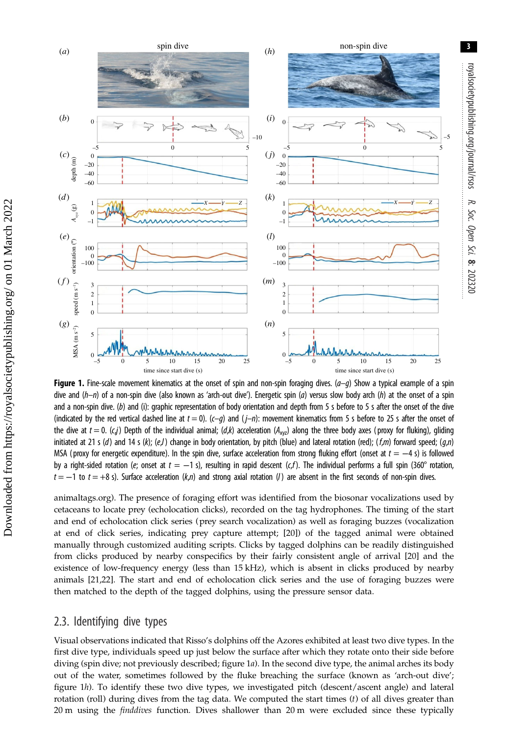**Figure 1.** Fine-scale movement kinematics at the onset of spin and non-spin foraging dives. (*a–g*) Show a typical example of a spin dive and (*h–n*) of a non-spin dive (also known as 'arch-out dive'). Energetic spin (*a*) versus slow body arch (*h*) at the onset of a spin and a non-spin dive. (*b*) and (i): graphic representation of body orientation and depth from 5 s before to 5 s after the onset of the dive (indicated by the red vertical dashed line at $t = 0$). (*c–g*) and (*j–n*): movement kinematics from 5 s before to 25 s after the onset of the dive at $t = 0$. (*c,j*) Depth of the individual animal; (*d,k*) acceleration ($A_{xyz}$) along the three body axes (proxy for fluking), gliding initiated at 21 s (*d*) and 14 s (*k*); (*e,l*) change in body orientation, by pitch (blue) and lateral rotation (red); (*f,m*) forward speed; (*g,n*) MSA (proxy for energetic expenditure). In the spin dive, surface acceleration from strong fluking effort (onset at $t = -4$ s) is followed by a right-sided rotation (*e*; onset at $t = -1$ s), resulting in rapid descent (*c,f*). The individual performs a full spin (360° rotation, $t = -1$ to $t = +8$ s). Surface acceleration (*k,n*) and strong axial rotation (*l*) are absent in the first seconds of non-spin dives.

animaltags.org). The presence of foraging effort was identified from the biosonar vocalizations used by cetaceans to locate prey (echolocation clicks), recorded on the tag hydrophones. The timing of the start and end of echolocation click series (prey search vocalization) as well as foraging buzzes (vocalization at end of click series, indicating prey capture attempt; [20]) of the tagged animal were obtained manually through customized auditing scripts. Clicks by tagged dolphins can be readily distinguished from clicks produced by nearby conspecifics by their fairly consistent angle of arrival [20] and the existence of low-frequency energy (less than 15 kHz), which is absent in clicks produced by nearby animals [21,22]. The start and end of echolocation click series and the use of foraging buzzes were then matched to the depth of the tagged dolphins, using the pressure sensor data.

## 2.3. Identifying dive types

Visual observations indicated that Risso's dolphins off the Azores exhibited at least two dive types. In the first dive type, individuals speed up just below the surface after which they rotate onto their side before diving (spin dive; not previously described; figure 1*a*). In the second dive type, the animal arches its body out of the water, sometimes followed by the fluke breaching the surface (known as 'arch-out dive'; figure 1*h*). To identify these two dive types, we investigated pitch (descent/ascent angle) and lateral rotation (roll) during dives from the tag data. We computed the start times ($t$) of all dives greater than 20 m using the *finddives* function. Dives shallower than 20 m were excluded since these typically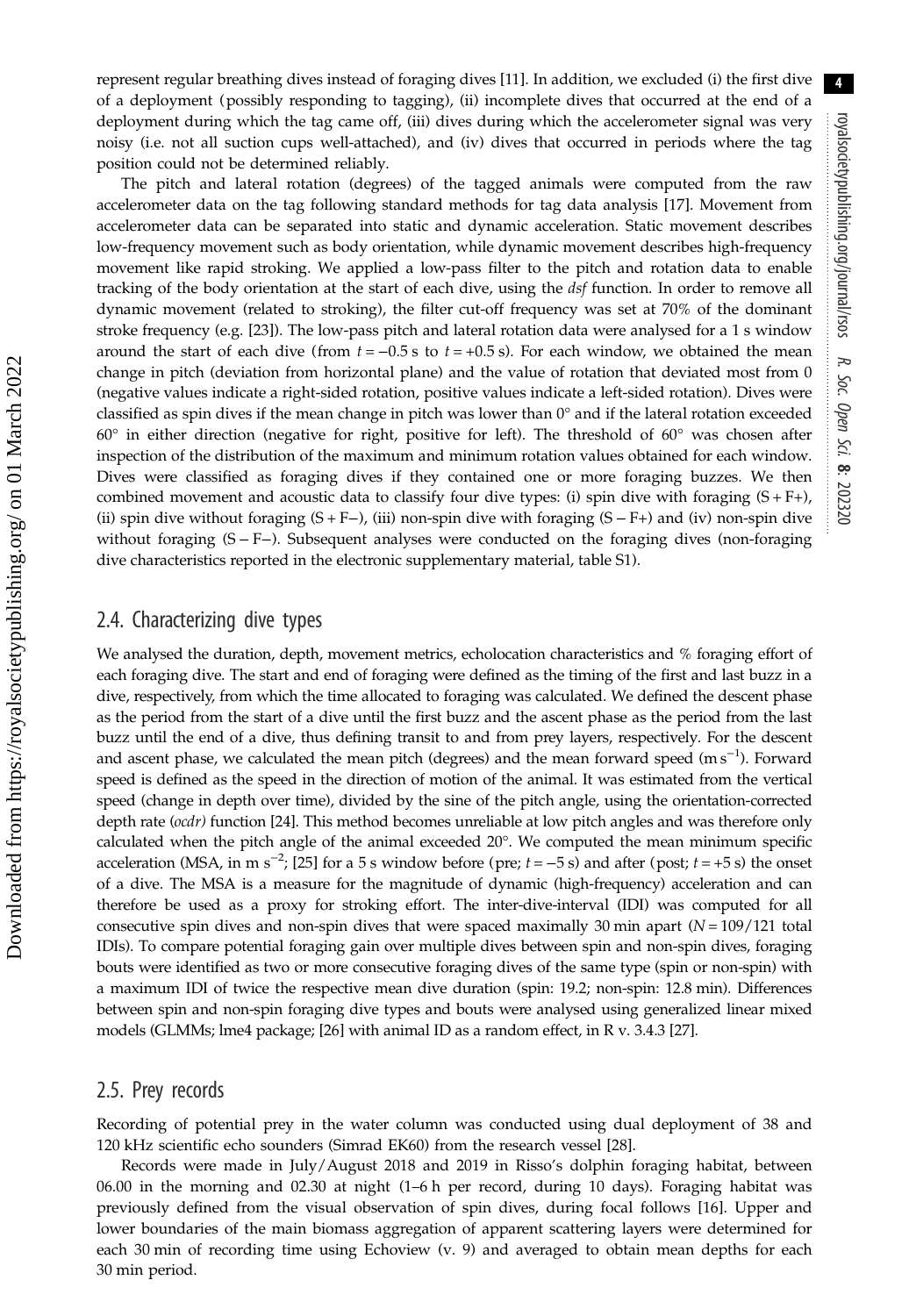represent regular breathing dives instead of foraging dives [11]. In addition, we excluded (i) the first dive of a deployment (possibly responding to tagging), (ii) incomplete dives that occurred at the end of a deployment during which the tag came off, (iii) dives during which the accelerometer signal was very noisy (i.e. not all suction cups well-attached), and (iv) dives that occurred in periods where the tag position could not be determined reliably.

The pitch and lateral rotation (degrees) of the tagged animals were computed from the raw accelerometer data on the tag following standard methods for tag data analysis [17]. Movement from accelerometer data can be separated into static and dynamic acceleration. Static movement describes low-frequency movement such as body orientation, while dynamic movement describes high-frequency movement like rapid stroking. We applied a low-pass filter to the pitch and rotation data to enable tracking of the body orientation at the start of each dive, using the *dsf* function. In order to remove all dynamic movement (related to stroking), the filter cut-off frequency was set at 70% of the dominant stroke frequency (e.g. [23]). The low-pass pitch and lateral rotation data were analysed for a 1 s window around the start of each dive (from $t = -0.5$ s to $t = +0.5$ s). For each window, we obtained the mean change in pitch (deviation from horizontal plane) and the value of rotation that deviated most from 0 (negative values indicate a right-sided rotation, positive values indicate a left-sided rotation). Dives were classified as spin dives if the mean change in pitch was lower than 0° and if the lateral rotation exceeded 60° in either direction (negative for right, positive for left). The threshold of 60° was chosen after inspection of the distribution of the maximum and minimum rotation values obtained for each window. Dives were classified as foraging dives if they contained one or more foraging buzzes. We then combined movement and acoustic data to classify four dive types: (i) spin dive with foraging (S + F+), (ii) spin dive without foraging (S + F−), (iii) non-spin dive with foraging (S − F+) and (iv) non-spin dive without foraging (S − F−). Subsequent analyses were conducted on the foraging dives (non-foraging dive characteristics reported in the electronic supplementary material, table S1).

## 2.4. Characterizing dive types

We analysed the duration, depth, movement metrics, echolocation characteristics and % foraging effort of each foraging dive. The start and end of foraging were defined as the timing of the first and last buzz in a dive, respectively, from which the time allocated to foraging was calculated. We defined the descent phase as the period from the start of a dive until the first buzz and the ascent phase as the period from the last buzz until the end of a dive, thus defining transit to and from prey layers, respectively. For the descent and ascent phase, we calculated the mean pitch (degrees) and the mean forward speed (m $\text{s}^{-1}$). Forward speed is defined as the speed in the direction of motion of the animal. It was estimated from the vertical speed (change in depth over time), divided by the sine of the pitch angle, using the orientation-corrected depth rate (*ocdr*) function [24]. This method becomes unreliable at low pitch angles and was therefore only calculated when the pitch angle of the animal exceeded 20°. We computed the mean minimum specific acceleration (MSA, in m $\text{s}^{-2}$; [25] for a 5 s window before (pre; $t = -5$ s) and after (post; $t = +5$ s) the onset of a dive. The MSA is a measure for the magnitude of dynamic (high-frequency) acceleration and can therefore be used as a proxy for stroking effort. The inter-dive-interval (IDI) was computed for all consecutive spin dives and non-spin dives that were spaced maximally 30 min apart ($N = 109/121$ total IDIs). To compare potential foraging gain over multiple dives between spin and non-spin dives, foraging bouts were identified as two or more consecutive foraging dives of the same type (spin or non-spin) with a maximum IDI of twice the respective mean dive duration (spin: 19.2; non-spin: 12.8 min). Differences between spin and non-spin foraging dive types and bouts were analysed using generalized linear mixed models (GLMMs; lme4 package; [26] with animal ID as a random effect, in R v. 3.4.3 [27].

## 2.5. Prey records

Recording of potential prey in the water column was conducted using dual deployment of 38 and 120 kHz scientific echo sounders (Simrad EK60) from the research vessel [28].

Records were made in July/August 2018 and 2019 in Risso's dolphin foraging habitat, between 06.00 in the morning and 02.30 at night (1–6 h per record, during 10 days). Foraging habitat was previously defined from the visual observation of spin dives, during focal follows [16]. Upper and lower boundaries of the main biomass aggregation of apparent scattering layers were determined for each 30 min of recording time using Echoview (v. 9) and averaged to obtain mean depths for each 30 min period.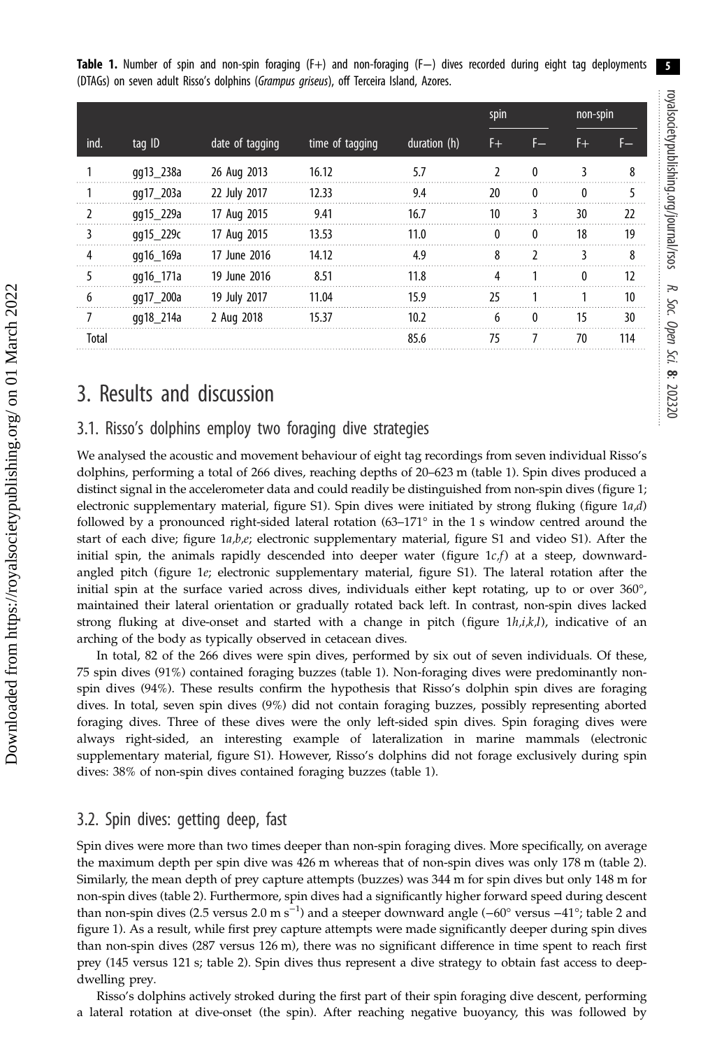**Table 1.** Number of spin and non-spin foraging (F+) and non-foraging (F−) dives recorded during eight tag deployments (DTAGs) on seven adult Risso's dolphins (*Grampus griseus*), off Terceira Island, Azores.

| | | | | | spin | | non-spin | |
|---|---|---|---|---|---|---|---|---|
| ind. | tag ID | date of tagging | time of tagging | duration (h) | F+ | F− | F+ | F− |
| 1 | gg13_238a | 26 Aug 2013 | 16.12 | 5.7 | 2 | 0 | 3 | 8 |
| 1 | gg17_203a | 22 July 2017 | 12.33 | 9.4 | 20 | 0 | 0 | 5 |
| 2 | gg15_229a | 17 Aug 2015 | 9.41 | 16.7 | 10 | 3 | 30 | 22 |
| 3 | gg15_229c | 17 Aug 2015 | 13.53 | 11.0 | 0 | 0 | 18 | 19 |
| 4 | gg16_169a | 17 June 2016 | 14.12 | 4.9 | 8 | 2 | 3 | 8 |
| 5 | gg16_171a | 19 June 2016 | 8.51 | 11.8 | 4 | 1 | 0 | 12 |
| 6 | gg17_200a | 19 July 2017 | 11.04 | 15.9 | 25 | 1 | 1 | 10 |
| 7 | gg18_214a | 2 Aug 2018 | 15.37 | 10.2 | 6 | 0 | 15 | 30 |
| Total | | | | 85.6 | 75 | 7 | 70 | 114 |

# 3. Results and discussion

## 3.1. Risso's dolphins employ two foraging dive strategies

We analysed the acoustic and movement behaviour of eight tag recordings from seven individual Risso's dolphins, performing a total of 266 dives, reaching depths of 20–623 m (table 1). Spin dives produced a distinct signal in the accelerometer data and could readily be distinguished from non-spin dives (figure 1; electronic supplementary material, figure S1). Spin dives were initiated by strong fluking (figure 1*a*,*d*) followed by a pronounced right-sided lateral rotation (63–171° in the 1 s window centred around the start of each dive; figure 1*a*,*b*,*e*; electronic supplementary material, figure S1 and video S1). After the initial spin, the animals rapidly descended into deeper water (figure 1*c*,*f*) at a steep, downward-angled pitch (figure 1*e*; electronic supplementary material, figure S1). The lateral rotation after the initial spin at the surface varied across dives, individuals either kept rotating, up to or over 360°, maintained their lateral orientation or gradually rotated back left. In contrast, non-spin dives lacked strong fluking at dive-onset and started with a change in pitch (figure 1*h*,*i*,*k*,*l*), indicative of an arching of the body as typically observed in cetacean dives.

In total, 82 of the 266 dives were spin dives, performed by six out of seven individuals. Of these, 75 spin dives (91%) contained foraging buzzes (table 1). Non-foraging dives were predominantly non-spin dives (94%). These results confirm the hypothesis that Risso's dolphin spin dives are foraging dives. In total, seven spin dives (9%) did not contain foraging buzzes, possibly representing aborted foraging dives. Three of these dives were the only left-sided spin dives. Spin foraging dives were always right-sided, an interesting example of lateralization in marine mammals (electronic supplementary material, figure S1). However, Risso's dolphins did not forage exclusively during spin dives: 38% of non-spin dives contained foraging buzzes (table 1).

## 3.2. Spin dives: getting deep, fast

Spin dives were more than two times deeper than non-spin foraging dives. More specifically, on average the maximum depth per spin dive was 426 m whereas that of non-spin dives was only 178 m (table 2). Similarly, the mean depth of prey capture attempts (buzzes) was 344 m for spin dives but only 148 m for non-spin dives (table 2). Furthermore, spin dives had a significantly higher forward speed during descent than non-spin dives (2.5 versus 2.0 m $s^{-1}$) and a steeper downward angle (−60° versus −41°; table 2 and figure 1). As a result, while first prey capture attempts were made significantly deeper during spin dives than non-spin dives (287 versus 126 m), there was no significant difference in time spent to reach first prey (145 versus 121 s; table 2). Spin dives thus represent a dive strategy to obtain fast access to deep-dwelling prey.

Risso's dolphins actively stroked during the first part of their spin foraging dive descent, performing a lateral rotation at dive-onset (the spin). After reaching negative buoyancy, this was followed by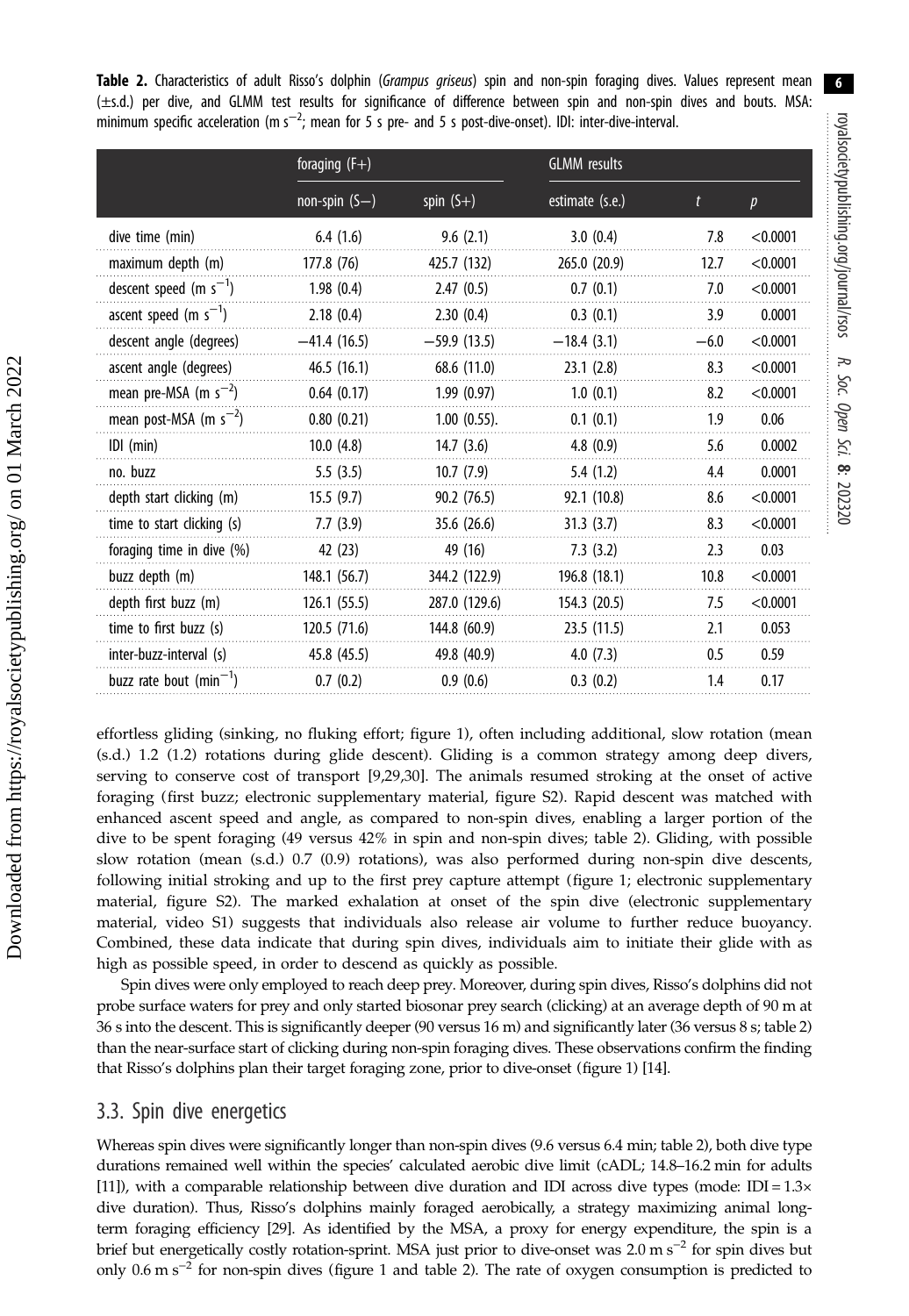**Table 2.** Characteristics of adult Risso's dolphin (*Grampus griseus*) spin and non-spin foraging dives. Values represent mean (±s.d.) per dive, and GLMM test results for significance of difference between spin and non-spin dives and bouts. MSA: minimum specific acceleration (m s$^{-2}$; mean for 5 s pre- and 5 s post-dive-onset). IDI: inter-dive-interval.

| | foraging (F+) | | GLMM results | | |
|---|---|---|---|---|---|
| | non-spin (S−) | spin (S+) | estimate (s.e.) | $t$ | $p$ |
| dive time (min) | 6.4 (1.6) | 9.6 (2.1) | 3.0 (0.4) | 7.8 | <0.0001 |
| maximum depth (m) | 177.8 (76) | 425.7 (132) | 265.0 (20.9) | 12.7 | <0.0001 |
| descent speed (m s$^{-1}$) | 1.98 (0.4) | 2.47 (0.5) | 0.7 (0.1) | 7.0 | <0.0001 |
| ascent speed (m s$^{-1}$) | 2.18 (0.4) | 2.30 (0.4) | 0.3 (0.1) | 3.9 | 0.0001 |
| descent angle (degrees) | −41.4 (16.5) | −59.9 (13.5) | −18.4 (3.1) | −6.0 | <0.0001 |
| ascent angle (degrees) | 46.5 (16.1) | 68.6 (11.0) | 23.1 (2.8) | 8.3 | <0.0001 |
| mean pre-MSA (m s$^{-2}$) | 0.64 (0.17) | 1.99 (0.97) | 1.0 (0.1) | 8.2 | <0.0001 |
| mean post-MSA (m s$^{-2}$) | 0.80 (0.21) | 1.00 (0.55). | 0.1 (0.1) | 1.9 | 0.06 |
| IDI (min) | 10.0 (4.8) | 14.7 (3.6) | 4.8 (0.9) | 5.6 | 0.0002 |
| no. buzz | 5.5 (3.5) | 10.7 (7.9) | 5.4 (1.2) | 4.4 | 0.0001 |
| depth start clicking (m) | 15.5 (9.7) | 90.2 (76.5) | 92.1 (10.8) | 8.6 | <0.0001 |
| time to start clicking (s) | 7.7 (3.9) | 35.6 (26.6) | 31.3 (3.7) | 8.3 | <0.0001 |
| foraging time in dive (%) | 42 (23) | 49 (16) | 7.3 (3.2) | 2.3 | 0.03 |
| buzz depth (m) | 148.1 (56.7) | 344.2 (122.9) | 196.8 (18.1) | 10.8 | <0.0001 |
| depth first buzz (m) | 126.1 (55.5) | 287.0 (129.6) | 154.3 (20.5) | 7.5 | <0.0001 |
| time to first buzz (s) | 120.5 (71.6) | 144.8 (60.9) | 23.5 (11.5) | 2.1 | 0.053 |
| inter-buzz-interval (s) | 45.8 (45.5) | 49.8 (40.9) | 4.0 (7.3) | 0.5 | 0.59 |
| buzz rate bout (min$^{-1}$) | 0.7 (0.2) | 0.9 (0.6) | 0.3 (0.2) | 1.4 | 0.17 |

effortless gliding (sinking, no fluking effort; figure 1), often including additional, slow rotation (mean (s.d.) 1.2 (1.2) rotations during glide descent). Gliding is a common strategy among deep divers, serving to conserve cost of transport [9,29,30]. The animals resumed stroking at the onset of active foraging (first buzz; electronic supplementary material, figure S2). Rapid descent was matched with enhanced ascent speed and angle, as compared to non-spin dives, enabling a larger portion of the dive to be spent foraging (49 versus 42% in spin and non-spin dives; table 2). Gliding, with possible slow rotation (mean (s.d.) 0.7 (0.9) rotations), was also performed during non-spin dive descents, following initial stroking and up to the first prey capture attempt (figure 1; electronic supplementary material, figure S2). The marked exhalation at onset of the spin dive (electronic supplementary material, video S1) suggests that individuals also release air volume to further reduce buoyancy. Combined, these data indicate that during spin dives, individuals aim to initiate their glide with as high as possible speed, in order to descend as quickly as possible.

Spin dives were only employed to reach deep prey. Moreover, during spin dives, Risso's dolphins did not probe surface waters for prey and only started biosonar prey search (clicking) at an average depth of 90 m at 36 s into the descent. This is significantly deeper (90 versus 16 m) and significantly later (36 versus 8 s; table 2) than the near-surface start of clicking during non-spin foraging dives. These observations confirm the finding that Risso's dolphins plan their target foraging zone, prior to dive-onset (figure 1) [14].

## 3.3. Spin dive energetics

Whereas spin dives were significantly longer than non-spin dives (9.6 versus 6.4 min; table 2), both dive type durations remained well within the species' calculated aerobic dive limit (cADL; 14.8–16.2 min for adults [11]), with a comparable relationship between dive duration and IDI across dive types (mode: IDI = 1.3× dive duration). Thus, Risso's dolphins mainly foraged aerobically, a strategy maximizing animal long-term foraging efficiency [29]. As identified by the MSA, a proxy for energy expenditure, the spin is a brief but energetically costly rotation-sprint. MSA just prior to dive-onset was 2.0 m s$^{-2}$ for spin dives but only 0.6 m s$^{-2}$ for non-spin dives (figure 1 and table 2). The rate of oxygen consumption is predicted to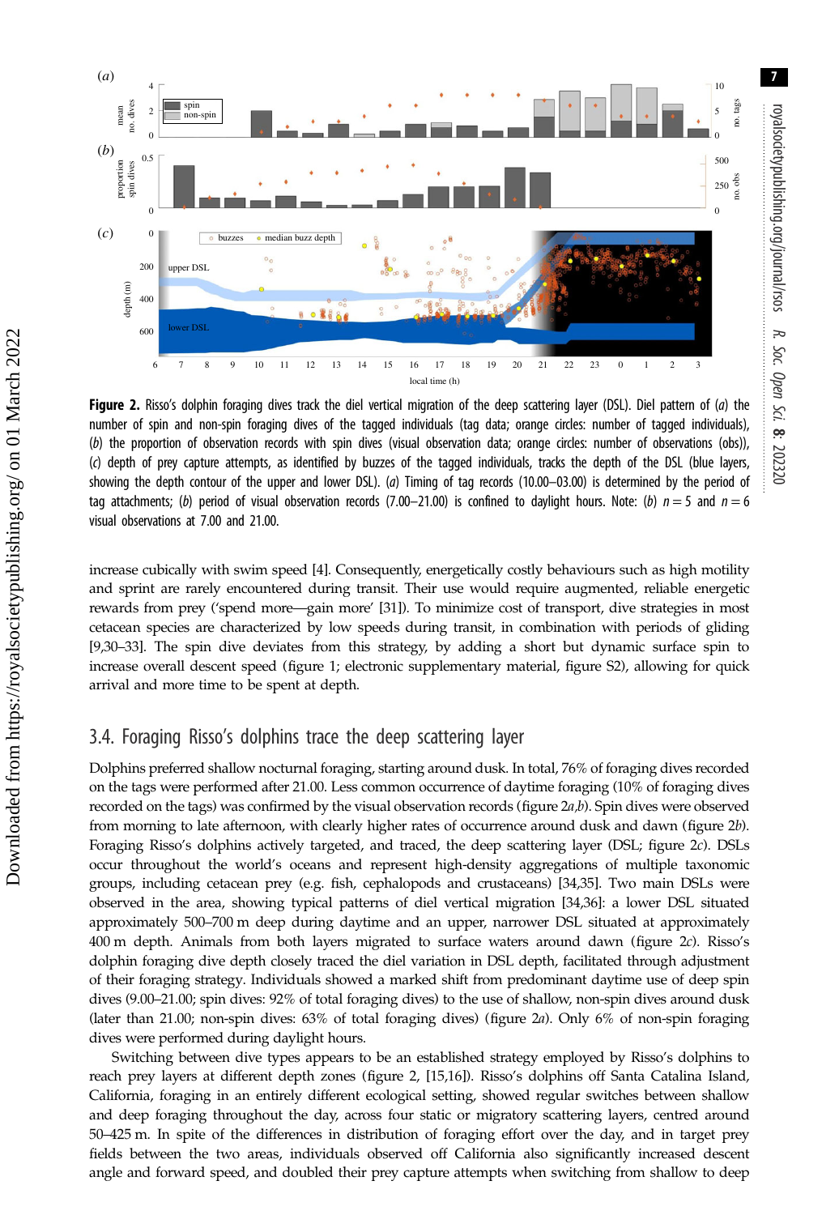**Figure 2.** Risso's dolphin foraging dives track the diel vertical migration of the deep scattering layer (DSL). Diel pattern of (*a*) the number of spin and non-spin foraging dives of the tagged individuals (tag data; orange circles: number of tagged individuals), (*b*) the proportion of observation records with spin dives (visual observation data; orange circles: number of observations (obs)), (*c*) depth of prey capture attempts, as identified by buzzes of the tagged individuals, tracks the depth of the DSL (blue layers, showing the depth contour of the upper and lower DSL). (*a*) Timing of tag records (10.00–03.00) is determined by the period of tag attachments; (*b*) period of visual observation records (7.00–21.00) is confined to daylight hours. Note: (*b*) $n = 5$ and $n = 6$ visual observations at 7.00 and 21.00.

increase cubically with swim speed [4]. Consequently, energetically costly behaviours such as high motility and sprint are rarely encountered during transit. Their use would require augmented, reliable energetic rewards from prey ('spend more—gain more' [31]). To minimize cost of transport, dive strategies in most cetacean species are characterized by low speeds during transit, in combination with periods of gliding [9,30–33]. The spin dive deviates from this strategy, by adding a short but dynamic surface spin to increase overall descent speed (figure 1; electronic supplementary material, figure S2), allowing for quick arrival and more time to be spent at depth.

## 3.4. Foraging Risso's dolphins trace the deep scattering layer

Dolphins preferred shallow nocturnal foraging, starting around dusk. In total, 76% of foraging dives recorded on the tags were performed after 21.00. Less common occurrence of daytime foraging (10% of foraging dives recorded on the tags) was confirmed by the visual observation records (figure 2*a*,*b*). Spin dives were observed from morning to late afternoon, with clearly higher rates of occurrence around dusk and dawn (figure 2*b*). Foraging Risso's dolphins actively targeted, and traced, the deep scattering layer (DSL; figure 2*c*). DSLs occur throughout the world's oceans and represent high-density aggregations of multiple taxonomic groups, including cetacean prey (e.g. fish, cephalopods and crustaceans) [34,35]. Two main DSLs were observed in the area, showing typical patterns of diel vertical migration [34,36]: a lower DSL situated approximately 500–700 m deep during daytime and an upper, narrower DSL situated at approximately 400 m depth. Animals from both layers migrated to surface waters around dawn (figure 2*c*). Risso's dolphin foraging dive depth closely traced the diel variation in DSL depth, facilitated through adjustment of their foraging strategy. Individuals showed a marked shift from predominant daytime use of deep spin dives (9.00–21.00; spin dives: 92% of total foraging dives) to the use of shallow, non-spin dives around dusk (later than 21.00; non-spin dives: 63% of total foraging dives) (figure 2*a*). Only 6% of non-spin foraging dives were performed during daylight hours.

Switching between dive types appears to be an established strategy employed by Risso's dolphins to reach prey layers at different depth zones (figure 2, [15,16]). Risso's dolphins off Santa Catalina Island, California, foraging in an entirely different ecological setting, showed regular switches between shallow and deep foraging throughout the day, across four static or migratory scattering layers, centred around 50–425 m. In spite of the differences in distribution of foraging effort over the day, and in target prey fields between the two areas, individuals observed off California also significantly increased descent angle and forward speed, and doubled their prey capture attempts when switching from shallow to deep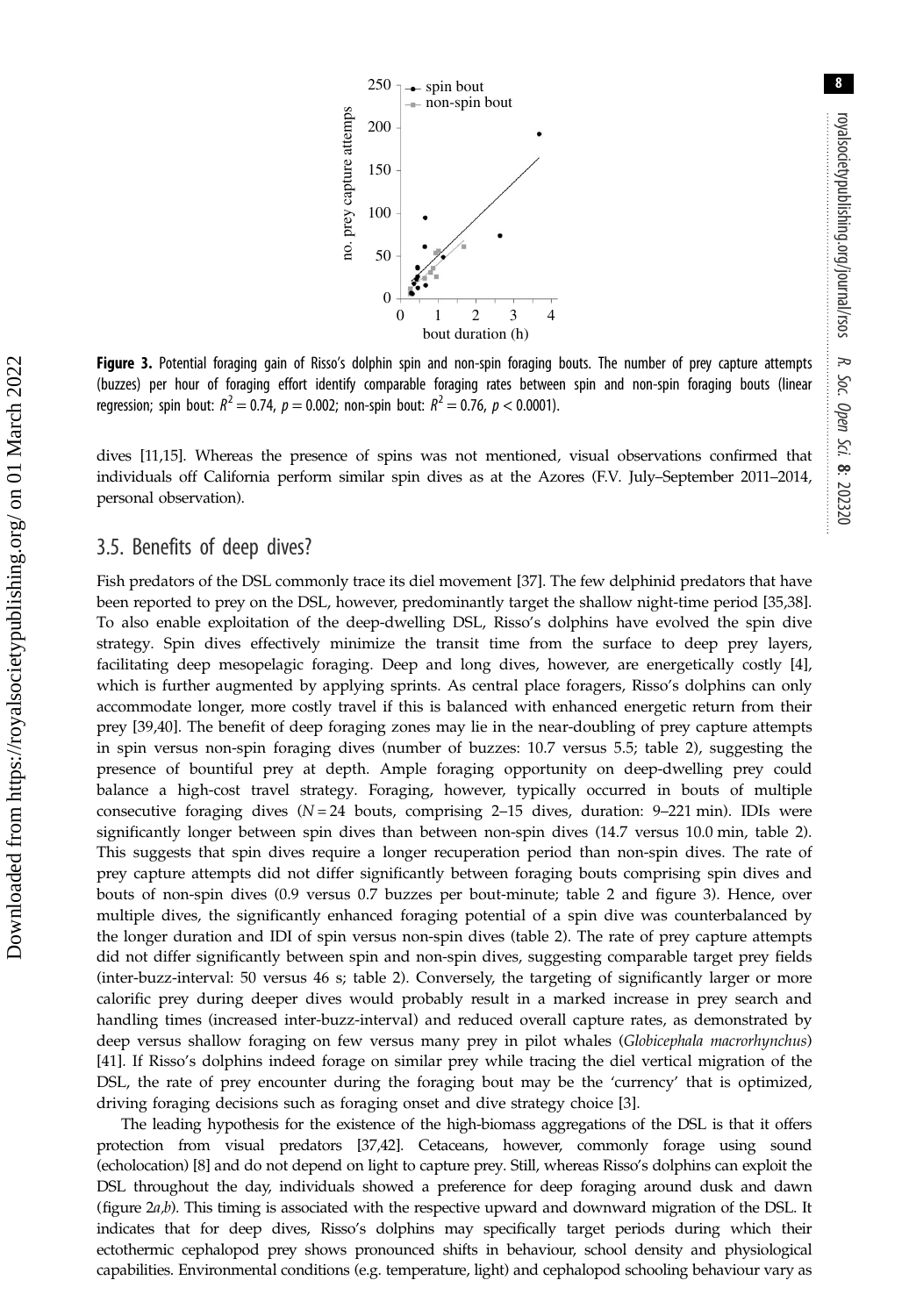**Figure 3.** Potential foraging gain of Risso's dolphin spin and non-spin foraging bouts. The number of prey capture attempts (buzzes) per hour of foraging effort identify comparable foraging rates between spin and non-spin foraging bouts (linear regression; spin bout: $R^2 = 0.74$, $p = 0.002$; non-spin bout: $R^2 = 0.76$, $p < 0.0001$).

dives [11,15]. Whereas the presence of spins was not mentioned, visual observations confirmed that individuals off California perform similar spin dives as at the Azores (F.V. July–September 2011–2014, personal observation).

## 3.5. Benefits of deep dives?

Fish predators of the DSL commonly trace its diel movement [37]. The few delphinid predators that have been reported to prey on the DSL, however, predominantly target the shallow night-time period [35,38]. To also enable exploitation of the deep-dwelling DSL, Risso's dolphins have evolved the spin dive strategy. Spin dives effectively minimize the transit time from the surface to deep prey layers, facilitating deep mesopelagic foraging. Deep and long dives, however, are energetically costly [4], which is further augmented by applying sprints. As central place foragers, Risso's dolphins can only accommodate longer, more costly travel if this is balanced with enhanced energetic return from their prey [39,40]. The benefit of deep foraging zones may lie in the near-doubling of prey capture attempts in spin versus non-spin foraging dives (number of buzzes: 10.7 versus 5.5; table 2), suggesting the presence of bountiful prey at depth. Ample foraging opportunity on deep-dwelling prey could balance a high-cost travel strategy. Foraging, however, typically occurred in bouts of multiple consecutive foraging dives ($N = 24$ bouts, comprising 2–15 dives, duration: 9–221 min). IDIs were significantly longer between spin dives than between non-spin dives (14.7 versus 10.0 min, table 2). This suggests that spin dives require a longer recuperation period than non-spin dives. The rate of prey capture attempts did not differ significantly between foraging bouts comprising spin dives and bouts of non-spin dives (0.9 versus 0.7 buzzes per bout-minute; table 2 and figure 3). Hence, over multiple dives, the significantly enhanced foraging potential of a spin dive was counterbalanced by the longer duration and IDI of spin versus non-spin dives (table 2). The rate of prey capture attempts did not differ significantly between spin and non-spin dives, suggesting comparable target prey fields (inter-buzz-interval: 50 versus 46 s; table 2). Conversely, the targeting of significantly larger or more calorific prey during deeper dives would probably result in a marked increase in prey search and handling times (increased inter-buzz-interval) and reduced overall capture rates, as demonstrated by deep versus shallow foraging on few versus many prey in pilot whales (*Globicephala macrorhynchus*) [41]. If Risso's dolphins indeed forage on similar prey while tracing the diel vertical migration of the DSL, the rate of prey encounter during the foraging bout may be the 'currency' that is optimized, driving foraging decisions such as foraging onset and dive strategy choice [3].

The leading hypothesis for the existence of the high-biomass aggregations of the DSL is that it offers protection from visual predators [37,42]. Cetaceans, however, commonly forage using sound (echolocation) [8] and do not depend on light to capture prey. Still, whereas Risso's dolphins can exploit the DSL throughout the day, individuals showed a preference for deep foraging around dusk and dawn (figure 2*a*,*b*). This timing is associated with the respective upward and downward migration of the DSL. It indicates that for deep dives, Risso's dolphins may specifically target periods during which their ectothermic cephalopod prey shows pronounced shifts in behaviour, school density and physiological capabilities. Environmental conditions (e.g. temperature, light) and cephalopod schooling behaviour vary as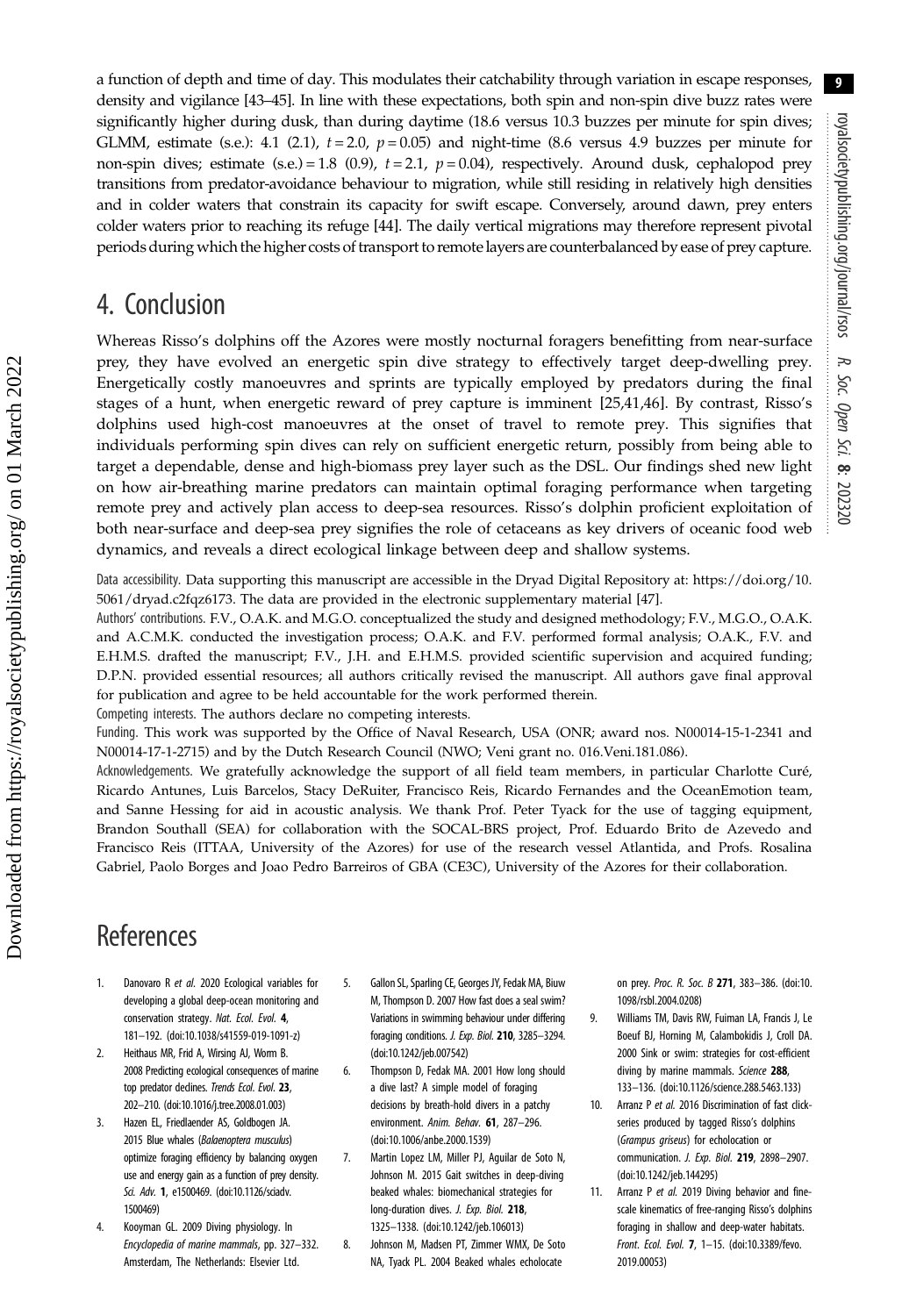a function of depth and time of day. This modulates their catchability through variation in escape responses, density and vigilance [43–45]. In line with these expectations, both spin and non-spin dive buzz rates were significantly higher during dusk, than during daytime (18.6 versus 10.3 buzzes per minute for spin dives; GLMM, estimate (s.e.): 4.1 (2.1), $t = 2.0$, $p = 0.05$) and night-time (8.6 versus 4.9 buzzes per minute for non-spin dives; estimate (s.e.) = 1.8 (0.9), $t = 2.1$, $p = 0.04$), respectively. Around dusk, cephalopod prey transitions from predator-avoidance behaviour to migration, while still residing in relatively high densities and in colder waters that constrain its capacity for swift escape. Conversely, around dawn, prey enters colder waters prior to reaching its refuge [44]. The daily vertical migrations may therefore represent pivotal periods during which the higher costs of transport to remote layers are counterbalanced by ease of prey capture.

## 4. Conclusion

Whereas Risso's dolphins off the Azores were mostly nocturnal foragers benefitting from near-surface prey, they have evolved an energetic spin dive strategy to effectively target deep-dwelling prey. Energetically costly manoeuvres and sprints are typically employed by predators during the final stages of a hunt, when energetic reward of prey capture is imminent [25,41,46]. By contrast, Risso's dolphins used high-cost manoeuvres at the onset of travel to remote prey. This signifies that individuals performing spin dives can rely on sufficient energetic return, possibly from being able to target a dependable, dense and high-biomass prey layer such as the DSL. Our findings shed new light on how air-breathing marine predators can maintain optimal foraging performance when targeting remote prey and actively plan access to deep-sea resources. Risso's dolphin proficient exploitation of both near-surface and deep-sea prey signifies the role of cetaceans as key drivers of oceanic food web dynamics, and reveals a direct ecological linkage between deep and shallow systems.

Data accessibility. Data supporting this manuscript are accessible in the Dryad Digital Repository at: https://doi.org/10.5061/dryad.c2fqz6173. The data are provided in the electronic supplementary material [47].

Authors' contributions. F.V., O.A.K. and M.G.O. conceptualized the study and designed methodology; F.V., M.G.O., O.A.K. and A.C.M.K. conducted the investigation process; O.A.K. and F.V. performed formal analysis; O.A.K., F.V. and E.H.M.S. drafted the manuscript; F.V., J.H. and E.H.M.S. provided scientific supervision and acquired funding; D.P.N. provided essential resources; all authors critically revised the manuscript. All authors gave final approval for publication and agree to be held accountable for the work performed therein.

Competing interests. The authors declare no competing interests.

Funding. This work was supported by the Office of Naval Research, USA (ONR; award nos. N00014-15-1-2341 and N00014-17-1-2715) and by the Dutch Research Council (NWO; Veni grant no. 016.Veni.181.086).

Acknowledgements. We gratefully acknowledge the support of all field team members, in particular Charlotte Curé, Ricardo Antunes, Luis Barcelos, Stacy DeRuiter, Francisco Reis, Ricardo Fernandes and the OceanEmotion team, and Sanne Hessing for aid in acoustic analysis. We thank Prof. Peter Tyack for the use of tagging equipment, Brandon Southall (SEA) for collaboration with the SOCAL-BRS project, Prof. Eduardo Brito de Azevedo and Francisco Reis (ITTAA, University of the Azores) for use of the research vessel Atlantida, and Profs. Rosalina Gabriel, Paolo Borges and Joao Pedro Barreiros of GBA (CE3C), University of the Azores for their collaboration.

## References

1. Danovaro R *et al.* 2020 Ecological variables for developing a global deep-ocean monitoring and conservation strategy. *Nat. Ecol. Evol.* **4**, 181–192. (doi:10.1038/s41559-019-1091-z)
2. Heithaus MR, Frid A, Wirsing AJ, Worm B. 2008 Predicting ecological consequences of marine top predator declines. *Trends Ecol. Evol.* **23**, 202–210. (doi:10.1016/j.tree.2008.01.003)
3. Hazen EL, Friedlaender AS, Goldbogen JA. 2015 Blue whales (*Balaenoptera musculus*) optimize foraging efficiency by balancing oxygen use and energy gain as a function of prey density. *Sci. Adv.* **1**, e1500469. (doi:10.1126/sciadv.1500469)
4. Kooyman GL. 2009 Diving physiology. In *Encyclopedia of marine mammals*, pp. 327–332. Amsterdam, The Netherlands: Elsevier Ltd.
5. Gallon SL, Sparling CE, Georges JY, Fedak MA, Biuw M, Thompson D. 2007 How fast does a seal swim? Variations in swimming behaviour under differing foraging conditions. *J. Exp. Biol.* **210**, 3285–3294. (doi:10.1242/jeb.007542)
6. Thompson D, Fedak MA. 2001 How long should a dive last? A simple model of foraging decisions by breath-hold divers in a patchy environment. *Anim. Behav.* **61**, 287–296. (doi:10.1006/anbe.2000.1539)
7. Martin Lopez LM, Miller PJ, Aguilar de Soto N, Johnson M. 2015 Gait switches in deep-diving beaked whales: biomechanical strategies for long-duration dives. *J. Exp. Biol.* **218**, 1325–1338. (doi:10.1242/jeb.106013)
8. Johnson M, Madsen PT, Zimmer WMX, De Soto NA, Tyack PL. 2004 Beaked whales echolocate on prey. *Proc. R. Soc. B* **271**, 383–386. (doi:10.1098/rsbl.2004.0208)
9. Williams TM, Davis RW, Fuiman LA, Francis J, Le Boeuf BJ, Horning M, Calambokidis J, Croll DA. 2000 Sink or swim: strategies for cost-efficient diving by marine mammals. *Science* **288**, 133–136. (doi:10.1126/science.288.5463.133)
10. Arranz P *et al.* 2016 Discrimination of fast click-series produced by tagged Risso's dolphins (*Grampus griseus*) for echolocation or communication. *J. Exp. Biol.* **219**, 2898–2907. (doi:10.1242/jeb.144295)
11. Arranz P *et al.* 2019 Diving behavior and fine-scale kinematics of free-ranging Risso's dolphins foraging in shallow and deep-water habitats. *Front. Ecol. Evol.* **7**, 1–15. (doi:10.3389/fevo.2019.00053)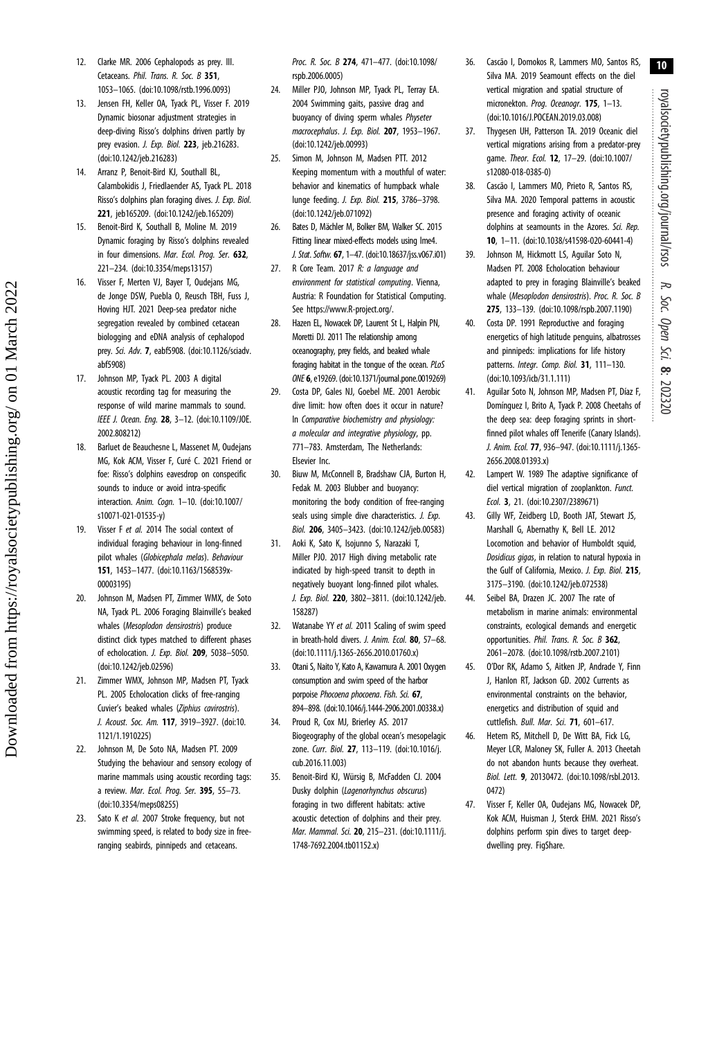12. Clarke MR. 2006 Cephalopods as prey. III. Cetaceans. *Phil. Trans. R. Soc. B* **351**, 1053–1065. (doi:10.1098/rstb.1996.0093)
13. Jensen FH, Keller OA, Tyack PL, Visser F. 2019 Dynamic biosonar adjustment strategies in deep-diving Risso's dolphins driven partly by prey evasion. *J. Exp. Biol.* **223**, jeb.216283. (doi:10.1242/jeb.216283)
14. Arranz P, Benoit-Bird KJ, Southall BL, Calambokidis J, Friedlaender AS, Tyack PL. 2018 Risso's dolphins plan foraging dives. *J. Exp. Biol.* **221**, jeb165209. (doi:10.1242/jeb.165209)
15. Benoit-Bird K, Southall B, Moline M. 2019 Dynamic foraging by Risso's dolphins revealed in four dimensions. *Mar. Ecol. Prog. Ser.* **632**, 221–234. (doi:10.3354/meps13157)
16. Visser F, Merten VJ, Bayer T, Oudejans MG, de Jonge DSW, Puebla O, Reusch TBH, Fuss J, Hoving HJT. 2021 Deep-sea predator niche segregation revealed by combined cetacean biologging and eDNA analysis of cephalopod prey. *Sci. Adv.* **7**, eabf5908. (doi:10.1126/sciadv.abf5908)
17. Johnson MP, Tyack PL. 2003 A digital acoustic recording tag for measuring the response of wild marine mammals to sound. *IEEE J. Ocean. Eng.* **28**, 3–12. (doi:10.1109/JOE.2002.808212)
18. Barluet de Beauchesne L, Massenet M, Oudejans MG, Kok ACM, Visser F, Curé C. 2021 Friend or foe: Risso's dolphins eavesdrop on conspecific sounds to induce or avoid intra-specific interaction. *Anim. Cogn.* 1–10. (doi:10.1007/s10071-021-01535-y)
19. Visser F *et al.* 2014 The social context of individual foraging behaviour in long-finned pilot whales (*Globicephala melas*). *Behaviour* **151**, 1453–1477. (doi:10.1163/1568539x-00003195)
20. Johnson M, Madsen PT, Zimmer WMX, de Soto NA, Tyack PL. 2006 Foraging Blainville's beaked whales (*Mesoplodon densirostris*) produce distinct click types matched to different phases of echolocation. *J. Exp. Biol.* **209**, 5038–5050. (doi:10.1242/jeb.02596)
21. Zimmer WMX, Johnson MP, Madsen PT, Tyack PL. 2005 Echolocation clicks of free-ranging Cuvier's beaked whales (*Ziphius cavirostris*). *J. Acoust. Soc. Am.* **117**, 3919–3927. (doi:10.1121/1.1910225)
22. Johnson M, De Soto NA, Madsen PT. 2009 Studying the behaviour and sensory ecology of marine mammals using acoustic recording tags: a review. *Mar. Ecol. Prog. Ser.* **395**, 55–73. (doi:10.3354/meps08255)
23. Sato K *et al.* 2007 Stroke frequency, but not swimming speed, is related to body size in free-ranging seabirds, pinnipeds and cetaceans. *Proc. R. Soc. B* **274**, 471–477. (doi:10.1098/rspb.2006.0005)
24. Miller PJO, Johnson MP, Tyack PL, Terray EA. 2004 Swimming gaits, passive drag and buoyancy of diving sperm whales *Physeter macrocephalus*. *J. Exp. Biol.* **207**, 1953–1967. (doi:10.1242/jeb.00993)
25. Simon M, Johnson M, Madsen PTT. 2012 Keeping momentum with a mouthful of water: behavior and kinematics of humpback whale lunge feeding. *J. Exp. Biol.* **215**, 3786–3798. (doi:10.1242/jeb.071092)
26. Bates D, Mächler M, Bolker BM, Walker SC. 2015 Fitting linear mixed-effects models using lme4. *J. Stat. Softw.* **67**, 1–47. (doi:10.18637/jss.v067.i01)
27. R Core Team. 2017 *R: a language and environment for statistical computing*. Vienna, Austria: R Foundation for Statistical Computing. See https://www.R-project.org/.
28. Hazen EL, Nowacek DP, Laurent St L, Halpin PN, Moretti DJ. 2011 The relationship among oceanography, prey fields, and beaked whale foraging habitat in the tongue of the ocean. *PLoS ONE* **6**, e19269. (doi:10.1371/journal.pone.0019269)
29. Costa DP, Gales NJ, Goebel ME. 2001 Aerobic dive limit: how often does it occur in nature? In *Comparative biochemistry and physiology: a molecular and integrative physiology*, pp. 771–783. Amsterdam, The Netherlands: Elsevier Inc.
30. Biuw M, McConnell B, Bradshaw CJA, Burton H, Fedak M. 2003 Blubber and buoyancy: monitoring the body condition of free-ranging seals using simple dive characteristics. *J. Exp. Biol.* **206**, 3405–3423. (doi:10.1242/jeb.00583)
31. Aoki K, Sato K, Isojunno S, Narazaki T, Miller PJO. 2017 High diving metabolic rate indicated by high-speed transit to depth in negatively buoyant long-finned pilot whales. *J. Exp. Biol.* **220**, 3802–3811. (doi:10.1242/jeb.158287)
32. Watanabe YY *et al.* 2011 Scaling of swim speed in breath-hold divers. *J. Anim. Ecol.* **80**, 57–68. (doi:10.1111/j.1365-2656.2010.01760.x)
33. Otani S, Naito Y, Kato A, Kawamura A. 2001 Oxygen consumption and swim speed of the harbor porpoise *Phocoena phocoena*. *Fish. Sci.* **67**, 894–898. (doi:10.1046/j.1444-2906.2001.00338.x)
34. Proud R, Cox MJ, Brierley AS. 2017 Biogeography of the global ocean's mesopelagic zone. *Curr. Biol.* **27**, 113–119. (doi:10.1016/j.cub.2016.11.003)
35. Benoit-Bird KJ, Würsig B, McFadden CJ. 2004 Dusky dolphin (*Lagenorhynchus obscurus*) foraging in two different habitats: active acoustic detection of dolphins and their prey. *Mar. Mammal. Sci.* **20**, 215–231. (doi:10.1111/j.1748-7692.2004.tb01152.x)
36. Cascão I, Domokos R, Lammers MO, Santos RS, Silva MA. 2019 Seamount effects on the diel vertical migration and spatial structure of micronekton. *Prog. Oceanogr.* **175**, 1–13. (doi:10.1016/J.POCEAN.2019.03.008)
37. Thygesen UH, Patterson TA. 2019 Oceanic diel vertical migrations arising from a predator-prey game. *Theor. Ecol.* **12**, 17–29. (doi:10.1007/s12080-018-0385-0)
38. Cascão I, Lammers MO, Prieto R, Santos RS, Silva MA. 2020 Temporal patterns in acoustic presence and foraging activity of oceanic dolphins at seamounts in the Azores. *Sci. Rep.* **10**, 1–11. (doi:10.1038/s41598-020-60441-4)
39. Johnson M, Hickmott LS, Aguilar Soto N, Madsen PT. 2008 Echolocation behaviour adapted to prey in foraging Blainville's beaked whale (*Mesoplodon densirostris*). *Proc. R. Soc. B* **275**, 133–139. (doi:10.1098/rspb.2007.1190)
40. Costa DP. 1991 Reproductive and foraging energetics of high latitude penguins, albatrosses and pinnipeds: implications for life history patterns. *Integr. Comp. Biol.* **31**, 111–130. (doi:10.1093/icb/31.1.111)
41. Aguilar Soto N, Johnson MP, Madsen PT, Díaz F, Domínguez I, Brito A, Tyack P. 2008 Cheetahs of the deep sea: deep foraging sprints in short-finned pilot whales off Tenerife (Canary Islands). *J. Anim. Ecol.* **77**, 936–947. (doi:10.1111/j.1365-2656.2008.01393.x)
42. Lampert W. 1989 The adaptive significance of diel vertical migration of zooplankton. *Funct. Ecol.* **3**, 21. (doi:10.2307/2389671)
43. Gilly WF, Zeidberg LD, Booth JAT, Stewart JS, Marshall G, Abernathy K, Bell LE. 2012 Locomotion and behavior of Humboldt squid, *Dosidicus gigas*, in relation to natural hypoxia in the Gulf of California, Mexico. *J. Exp. Biol.* **215**, 3175–3190. (doi:10.1242/jeb.072538)
44. Seibel BA, Drazen JC. 2007 The rate of metabolism in marine animals: environmental constraints, ecological demands and energetic opportunities. *Phil. Trans. R. Soc. B* **362**, 2061–2078. (doi:10.1098/rstb.2007.2101)
45. O'Dor RK, Adamo S, Aitken JP, Andrade Y, Finn J, Hanlon RT, Jackson GD. 2002 Currents as environmental constraints on the behavior, energetics and distribution of squid and cuttlefish. *Bull. Mar. Sci.* **71**, 601–617.
46. Hetem RS, Mitchell D, De Witt BA, Fick LG, Meyer LCR, Maloney SK, Fuller A. 2013 Cheetah do not abandon hunts because they overheat. *Biol. Lett.* **9**, 20130472. (doi:10.1098/rsbl.2013.0472)
47. Visser F, Keller OA, Oudejans MG, Nowacek DP, Kok ACM, Huisman J, Sterck EHM. 2021 Risso's dolphins perform spin dives to target deep-dwelling prey. FigShare.